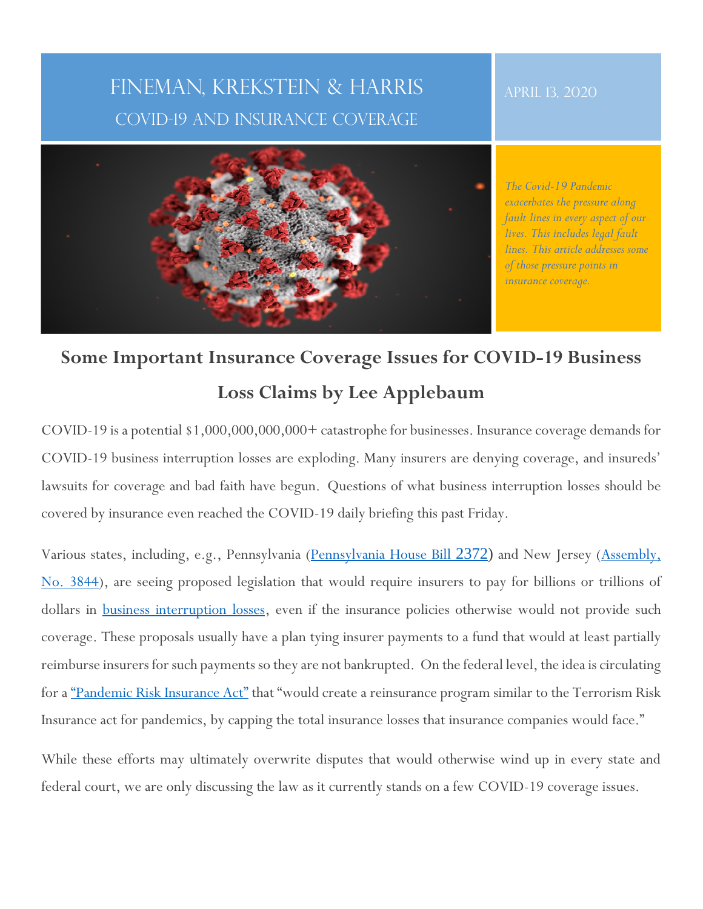# Fineman, Krekstein & Harris

## COVID-19 and Insurance Coverage

April 13, 2020

*The Covid-19 Pandemic exacerbates the pressure along fault lines in every aspect of our lives. This includes legal fault lines. This article addresses some of those pressure points in insurance coverage.*

## Some Important Insurance Coverage Issues for COVID-19 Business Loss Claims by Lee Applebaum

COVID-19 is a potential $1,000,000,000,000+ catastrophe for businesses. Insurance coverage demands for COVID-19 business interruption losses are exploding. Many insurers are denying coverage, and insureds' lawsuits for coverage and bad faith have begun. Questions of what business interruption losses should be covered by insurance even reached the COVID-19 daily briefing this past Friday.

Various states, including, e.g., Pennsylvania (Pennsylvania House Bill 2372) and New Jersey (Assembly, No. 3844), are seeing proposed legislation that would require insurers to pay for billions or trillions of dollars in business interruption losses, even if the insurance policies otherwise would not provide such coverage. These proposals usually have a plan tying insurer payments to a fund that would at least partially reimburse insurers for such payments so they are not bankrupted. On the federal level, the idea is circulating for a "Pandemic Risk Insurance Act" that "would create a reinsurance program similar to the Terrorism Risk Insurance act for pandemics, by capping the total insurance losses that insurance companies would face."

While these efforts may ultimately overwrite disputes that would otherwise wind up in every state and federal court, we are only discussing the law as it currently stands on a few COVID-19 coverage issues.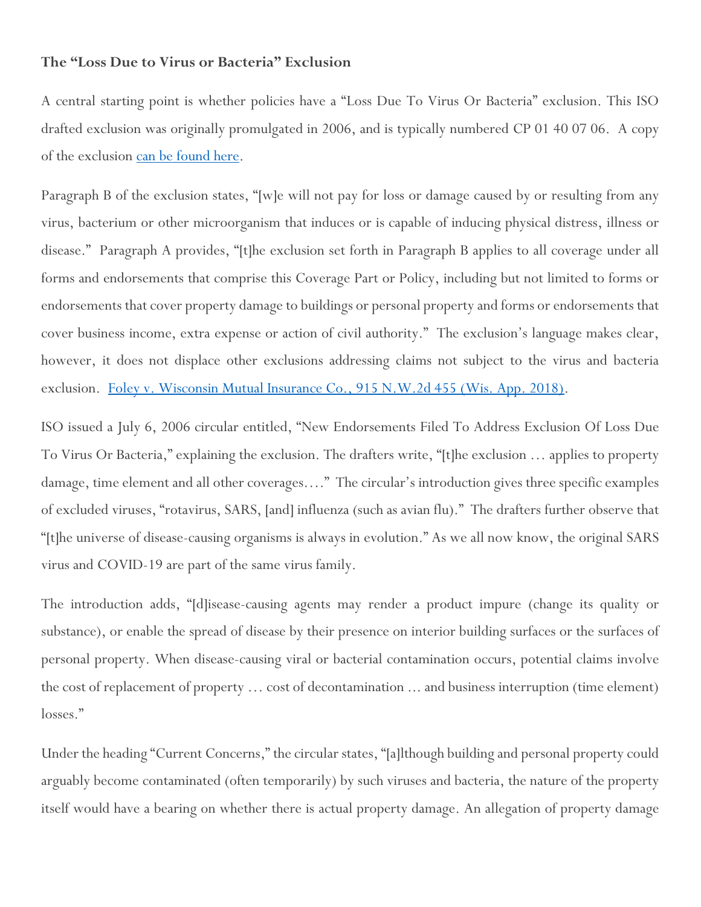### The "Loss Due to Virus or Bacteria" Exclusion

A central starting point is whether policies have a "Loss Due To Virus Or Bacteria" exclusion. This ISO drafted exclusion was originally promulgated in 2006, and is typically numbered CP 01 40 07 06. A copy of the exclusion [can be found here](#).

Paragraph B of the exclusion states, "[w]e will not pay for loss or damage caused by or resulting from any virus, bacterium or other microorganism that induces or is capable of inducing physical distress, illness or disease." Paragraph A provides, "[t]he exclusion set forth in Paragraph B applies to all coverage under all forms and endorsements that comprise this Coverage Part or Policy, including but not limited to forms or endorsements that cover property damage to buildings or personal property and forms or endorsements that cover business income, extra expense or action of civil authority." The exclusion's language makes clear, however, it does not displace other exclusions addressing claims not subject to the virus and bacteria exclusion. [Foley v. Wisconsin Mutual Insurance Co., 915 N.W.2d 455 (Wis. App. 2018)](#).

ISO issued a July 6, 2006 circular entitled, "New Endorsements Filed To Address Exclusion Of Loss Due To Virus Or Bacteria," explaining the exclusion. The drafters write, "[t]he exclusion … applies to property damage, time element and all other coverages…." The circular's introduction gives three specific examples of excluded viruses, "rotavirus, SARS, [and] influenza (such as avian flu)." The drafters further observe that "[t]he universe of disease-causing organisms is always in evolution." As we all now know, the original SARS virus and COVID-19 are part of the same virus family.

The introduction adds, "[d]isease-causing agents may render a product impure (change its quality or substance), or enable the spread of disease by their presence on interior building surfaces or the surfaces of personal property. When disease-causing viral or bacterial contamination occurs, potential claims involve the cost of replacement of property … cost of decontamination … and business interruption (time element) losses."

Under the heading "Current Concerns," the circular states, "[a]lthough building and personal property could arguably become contaminated (often temporarily) by such viruses and bacteria, the nature of the property itself would have a bearing on whether there is actual property damage. An allegation of property damage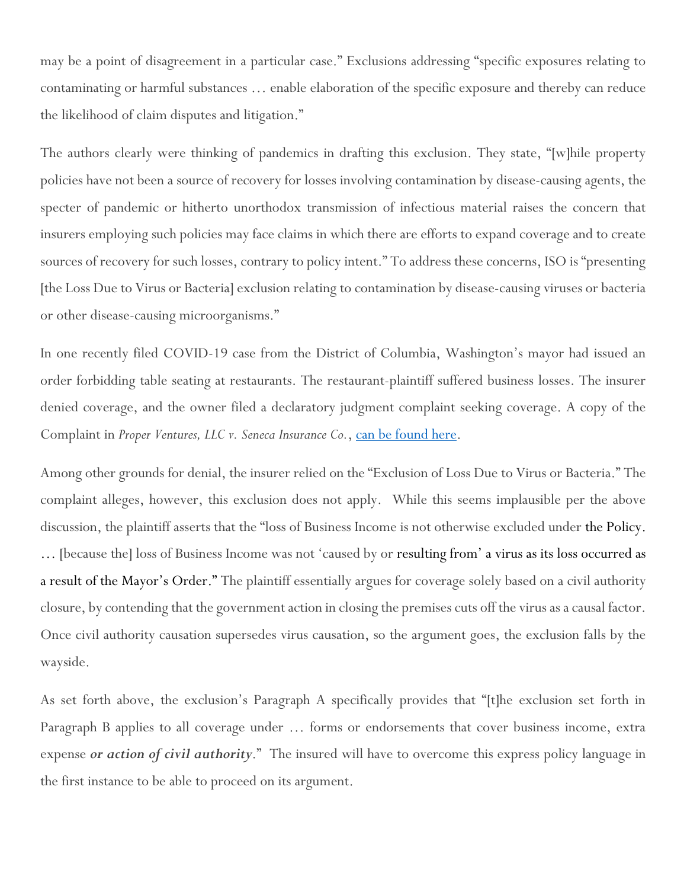may be a point of disagreement in a particular case." Exclusions addressing "specific exposures relating to contaminating or harmful substances … enable elaboration of the specific exposure and thereby can reduce the likelihood of claim disputes and litigation."

The authors clearly were thinking of pandemics in drafting this exclusion. They state, "[w]hile property policies have not been a source of recovery for losses involving contamination by disease-causing agents, the specter of pandemic or hitherto unorthodox transmission of infectious material raises the concern that insurers employing such policies may face claims in which there are efforts to expand coverage and to create sources of recovery for such losses, contrary to policy intent." To address these concerns, ISO is "presenting [the Loss Due to Virus or Bacteria] exclusion relating to contamination by disease-causing viruses or bacteria or other disease-causing microorganisms."

In one recently filed COVID-19 case from the District of Columbia, Washington's mayor had issued an order forbidding table seating at restaurants. The restaurant-plaintiff suffered business losses. The insurer denied coverage, and the owner filed a declaratory judgment complaint seeking coverage. A copy of the Complaint in *Proper Ventures, LLC v. Seneca Insurance Co.*, [can be found here].

Among other grounds for denial, the insurer relied on the "Exclusion of Loss Due to Virus or Bacteria." The complaint alleges, however, this exclusion does not apply. While this seems implausible per the above discussion, the plaintiff asserts that the "loss of Business Income is not otherwise excluded under the Policy. … [because the] loss of Business Income was not 'caused by or resulting from' a virus as its loss occurred as a result of the Mayor's Order." The plaintiff essentially argues for coverage solely based on a civil authority closure, by contending that the government action in closing the premises cuts off the virus as a causal factor. Once civil authority causation supersedes virus causation, so the argument goes, the exclusion falls by the wayside.

As set forth above, the exclusion's Paragraph A specifically provides that "[t]he exclusion set forth in Paragraph B applies to all coverage under … forms or endorsements that cover business income, extra expense ***or action of civil authority***." The insured will have to overcome this express policy language in the first instance to be able to proceed on its argument.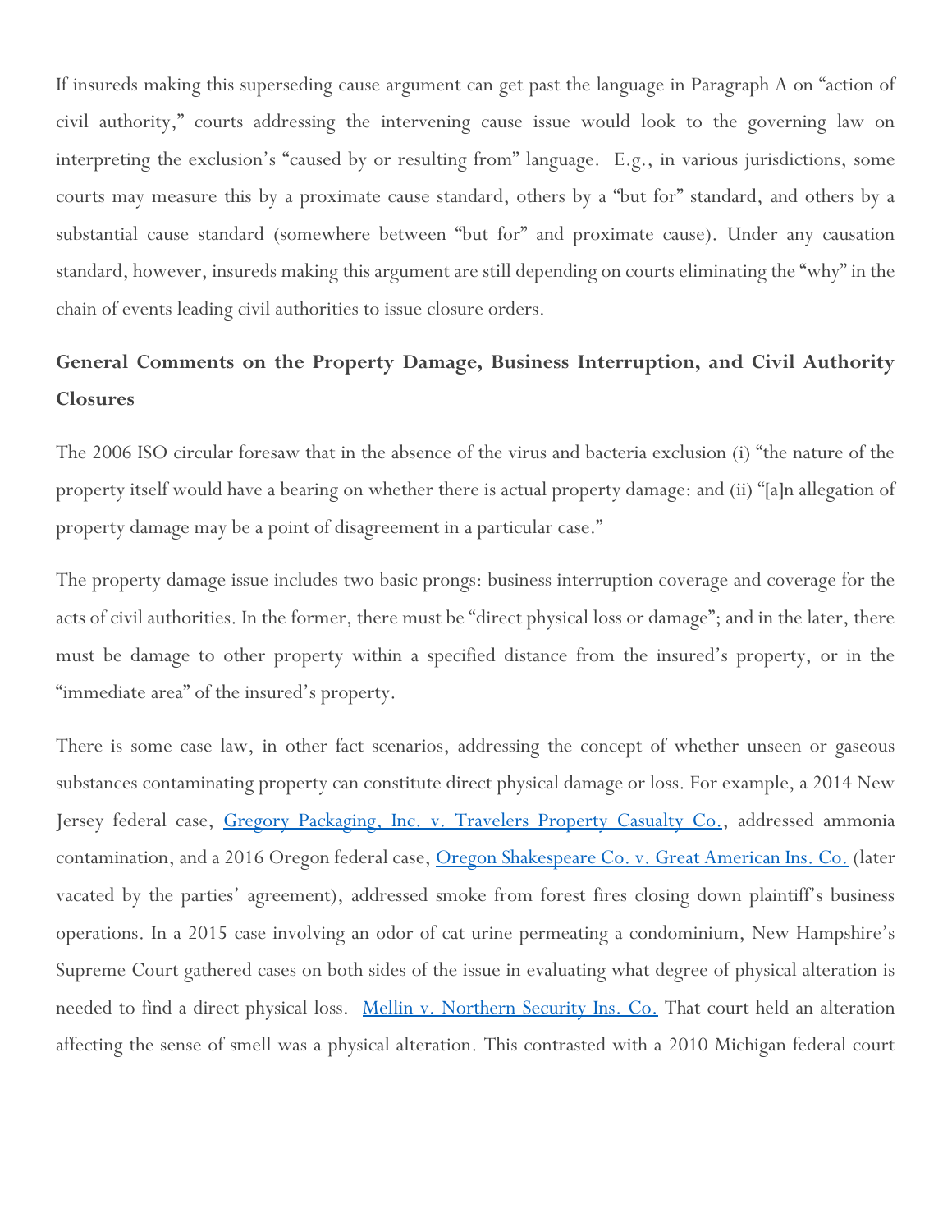If insureds making this superseding cause argument can get past the language in Paragraph A on "action of civil authority," courts addressing the intervening cause issue would look to the governing law on interpreting the exclusion's "caused by or resulting from" language. E.g., in various jurisdictions, some courts may measure this by a proximate cause standard, others by a "but for" standard, and others by a substantial cause standard (somewhere between "but for" and proximate cause). Under any causation standard, however, insureds making this argument are still depending on courts eliminating the "why" in the chain of events leading civil authorities to issue closure orders.

## General Comments on the Property Damage, Business Interruption, and Civil Authority Closures

The 2006 ISO circular foresaw that in the absence of the virus and bacteria exclusion (i) "the nature of the property itself would have a bearing on whether there is actual property damage: and (ii) "[a]n allegation of property damage may be a point of disagreement in a particular case."

The property damage issue includes two basic prongs: business interruption coverage and coverage for the acts of civil authorities. In the former, there must be "direct physical loss or damage"; and in the later, there must be damage to other property within a specified distance from the insured's property, or in the "immediate area" of the insured's property.

There is some case law, in other fact scenarios, addressing the concept of whether unseen or gaseous substances contaminating property can constitute direct physical damage or loss. For example, a 2014 New Jersey federal case, [Gregory Packaging, Inc. v. Travelers Property Casualty Co.](), addressed ammonia contamination, and a 2016 Oregon federal case, [Oregon Shakespeare Co. v. Great American Ins. Co.]() (later vacated by the parties' agreement), addressed smoke from forest fires closing down plaintiff's business operations. In a 2015 case involving an odor of cat urine permeating a condominium, New Hampshire's Supreme Court gathered cases on both sides of the issue in evaluating what degree of physical alteration is needed to find a direct physical loss. [Mellin v. Northern Security Ins. Co.]() That court held an alteration affecting the sense of smell was a physical alteration. This contrasted with a 2010 Michigan federal court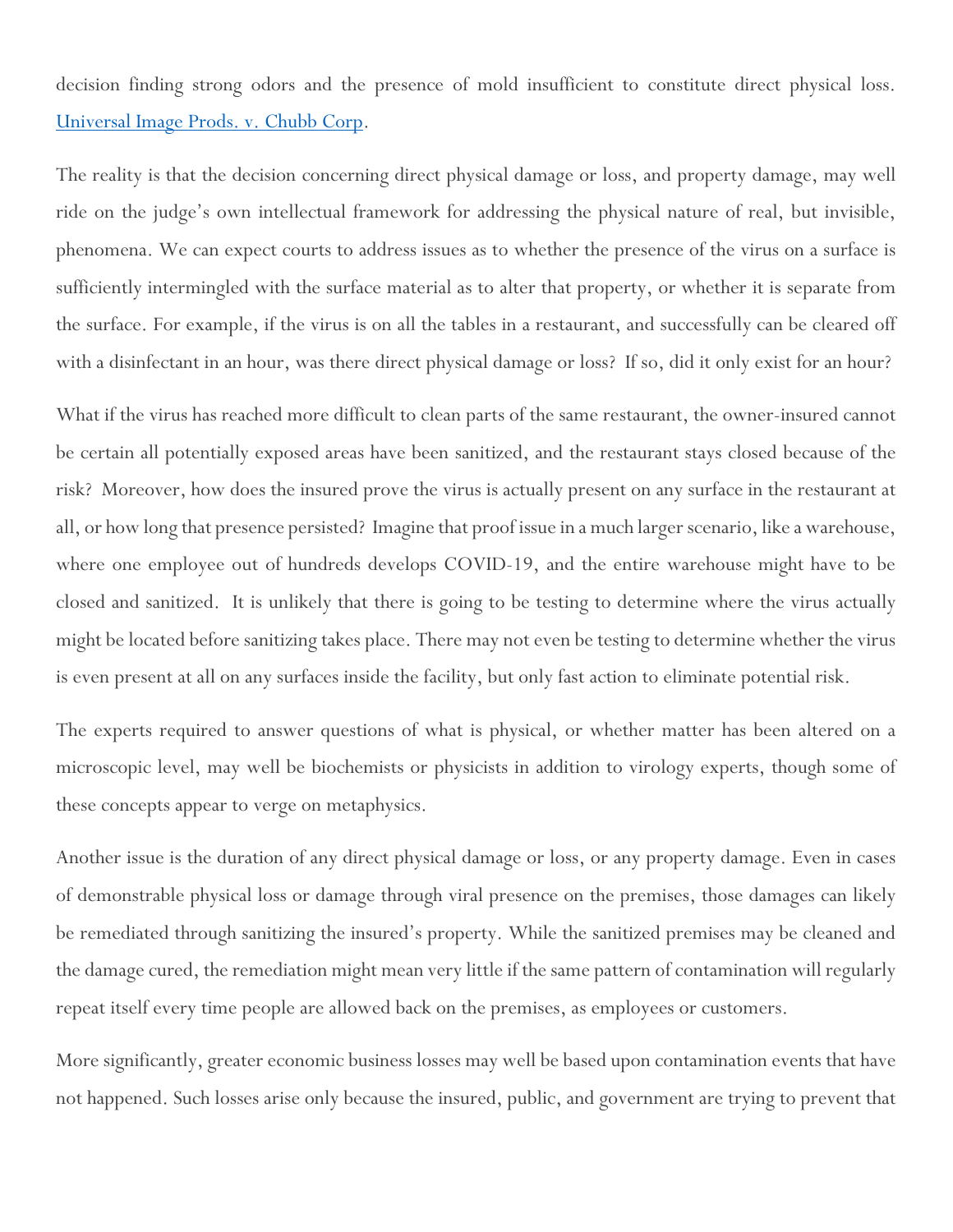decision finding strong odors and the presence of mold insufficient to constitute direct physical loss. [Universal Image Prods. v. Chubb Corp](#).

The reality is that the decision concerning direct physical damage or loss, and property damage, may well ride on the judge's own intellectual framework for addressing the physical nature of real, but invisible, phenomena. We can expect courts to address issues as to whether the presence of the virus on a surface is sufficiently intermingled with the surface material as to alter that property, or whether it is separate from the surface. For example, if the virus is on all the tables in a restaurant, and successfully can be cleared off with a disinfectant in an hour, was there direct physical damage or loss? If so, did it only exist for an hour?

What if the virus has reached more difficult to clean parts of the same restaurant, the owner-insured cannot be certain all potentially exposed areas have been sanitized, and the restaurant stays closed because of the risk? Moreover, how does the insured prove the virus is actually present on any surface in the restaurant at all, or how long that presence persisted? Imagine that proof issue in a much larger scenario, like a warehouse, where one employee out of hundreds develops COVID-19, and the entire warehouse might have to be closed and sanitized. It is unlikely that there is going to be testing to determine where the virus actually might be located before sanitizing takes place. There may not even be testing to determine whether the virus is even present at all on any surfaces inside the facility, but only fast action to eliminate potential risk.

The experts required to answer questions of what is physical, or whether matter has been altered on a microscopic level, may well be biochemists or physicists in addition to virology experts, though some of these concepts appear to verge on metaphysics.

Another issue is the duration of any direct physical damage or loss, or any property damage. Even in cases of demonstrable physical loss or damage through viral presence on the premises, those damages can likely be remediated through sanitizing the insured's property. While the sanitized premises may be cleaned and the damage cured, the remediation might mean very little if the same pattern of contamination will regularly repeat itself every time people are allowed back on the premises, as employees or customers.

More significantly, greater economic business losses may well be based upon contamination events that have not happened. Such losses arise only because the insured, public, and government are trying to prevent that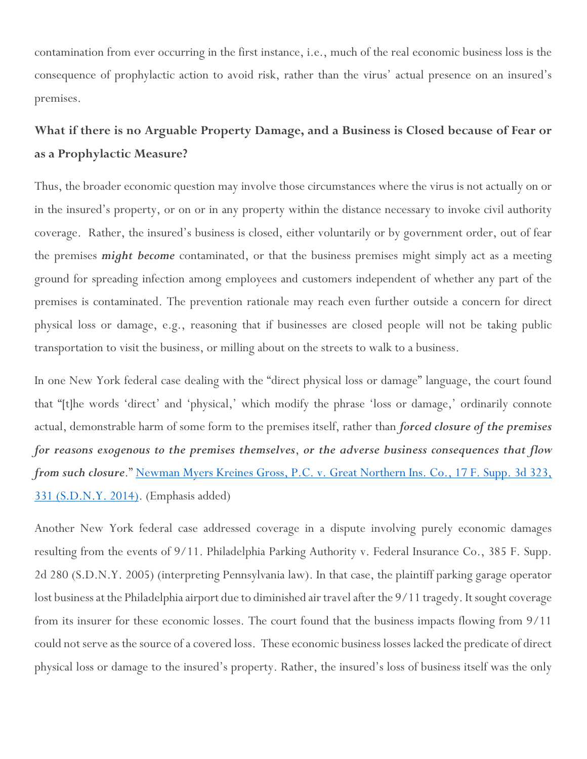contamination from ever occurring in the first instance, i.e., much of the real economic business loss is the consequence of prophylactic action to avoid risk, rather than the virus' actual presence on an insured's premises.

## What if there is no Arguable Property Damage, and a Business is Closed because of Fear or as a Prophylactic Measure?

Thus, the broader economic question may involve those circumstances where the virus is not actually on or in the insured's property, or on or in any property within the distance necessary to invoke civil authority coverage. Rather, the insured's business is closed, either voluntarily or by government order, out of fear the premises ***might become*** contaminated, or that the business premises might simply act as a meeting ground for spreading infection among employees and customers independent of whether any part of the premises is contaminated. The prevention rationale may reach even further outside a concern for direct physical loss or damage, e.g., reasoning that if businesses are closed people will not be taking public transportation to visit the business, or milling about on the streets to walk to a business.

In one New York federal case dealing with the "direct physical loss or damage" language, the court found that "[t]he words 'direct' and 'physical,' which modify the phrase 'loss or damage,' ordinarily connote actual, demonstrable harm of some form to the premises itself, rather than ***forced closure of the premises for reasons exogenous to the premises themselves***, ***or the adverse business consequences that flow from such closure***." [Newman Myers Kreines Gross, P.C. v. Great Northern Ins. Co., 17 F. Supp. 3d 323, 331 (S.D.N.Y. 2014)](). (Emphasis added)

Another New York federal case addressed coverage in a dispute involving purely economic damages resulting from the events of 9/11. Philadelphia Parking Authority v. Federal Insurance Co., 385 F. Supp. 2d 280 (S.D.N.Y. 2005) (interpreting Pennsylvania law). In that case, the plaintiff parking garage operator lost business at the Philadelphia airport due to diminished air travel after the 9/11 tragedy. It sought coverage from its insurer for these economic losses. The court found that the business impacts flowing from 9/11 could not serve as the source of a covered loss. These economic business losses lacked the predicate of direct physical loss or damage to the insured's property. Rather, the insured's loss of business itself was the only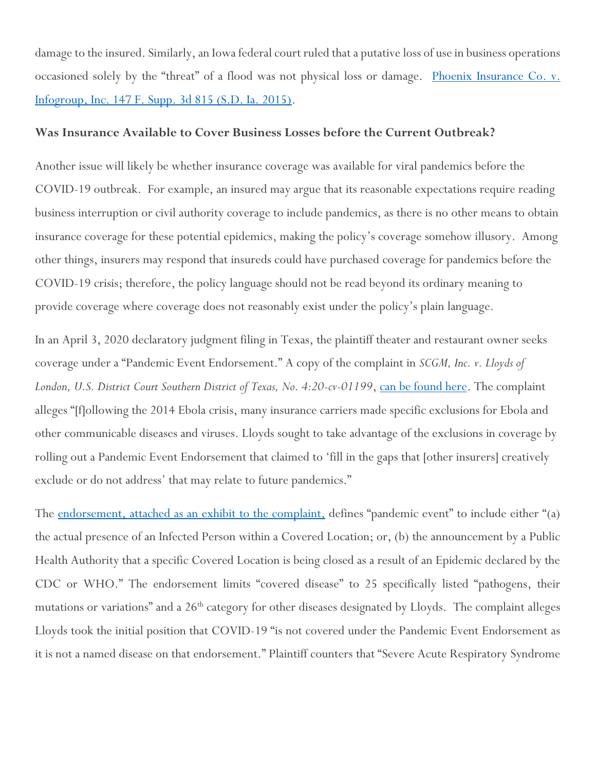damage to the insured. Similarly, an Iowa federal court ruled that a putative loss of use in business operations occasioned solely by the "threat" of a flood was not physical loss or damage. [Phoenix Insurance Co. v. Infogroup, Inc. 147 F. Supp. 3d 815 (S.D. Ia. 2015)].

**Was Insurance Available to Cover Business Losses before the Current Outbreak?**

Another issue will likely be whether insurance coverage was available for viral pandemics before the COVID-19 outbreak. For example, an insured may argue that its reasonable expectations require reading business interruption or civil authority coverage to include pandemics, as there is no other means to obtain insurance coverage for these potential epidemics, making the policy's coverage somehow illusory. Among other things, insurers may respond that insureds could have purchased coverage for pandemics before the COVID-19 crisis; therefore, the policy language should not be read beyond its ordinary meaning to provide coverage where coverage does not reasonably exist under the policy's plain language.

In an April 3, 2020 declaratory judgment filing in Texas, the plaintiff theater and restaurant owner seeks coverage under a "Pandemic Event Endorsement." A copy of the complaint in *SCGM, Inc. v. Lloyds of London, U.S. District Court Southern District of Texas, No. 4:20-cv-01199*, [can be found here]. The complaint alleges "[f]ollowing the 2014 Ebola crisis, many insurance carriers made specific exclusions for Ebola and other communicable diseases and viruses. Lloyds sought to take advantage of the exclusions in coverage by rolling out a Pandemic Event Endorsement that claimed to 'fill in the gaps that [other insurers] creatively exclude or do not address' that may relate to future pandemics."

The [endorsement, attached as an exhibit to the complaint,] defines "pandemic event" to include either "(a) the actual presence of an Infected Person within a Covered Location; or, (b) the announcement by a Public Health Authority that a specific Covered Location is being closed as a result of an Epidemic declared by the CDC or WHO." The endorsement limits "covered disease" to 25 specifically listed "pathogens, their mutations or variations" and a 26th category for other diseases designated by Lloyds. The complaint alleges Lloyds took the initial position that COVID-19 "is not covered under the Pandemic Event Endorsement as it is not a named disease on that endorsement." Plaintiff counters that "Severe Acute Respiratory Syndrome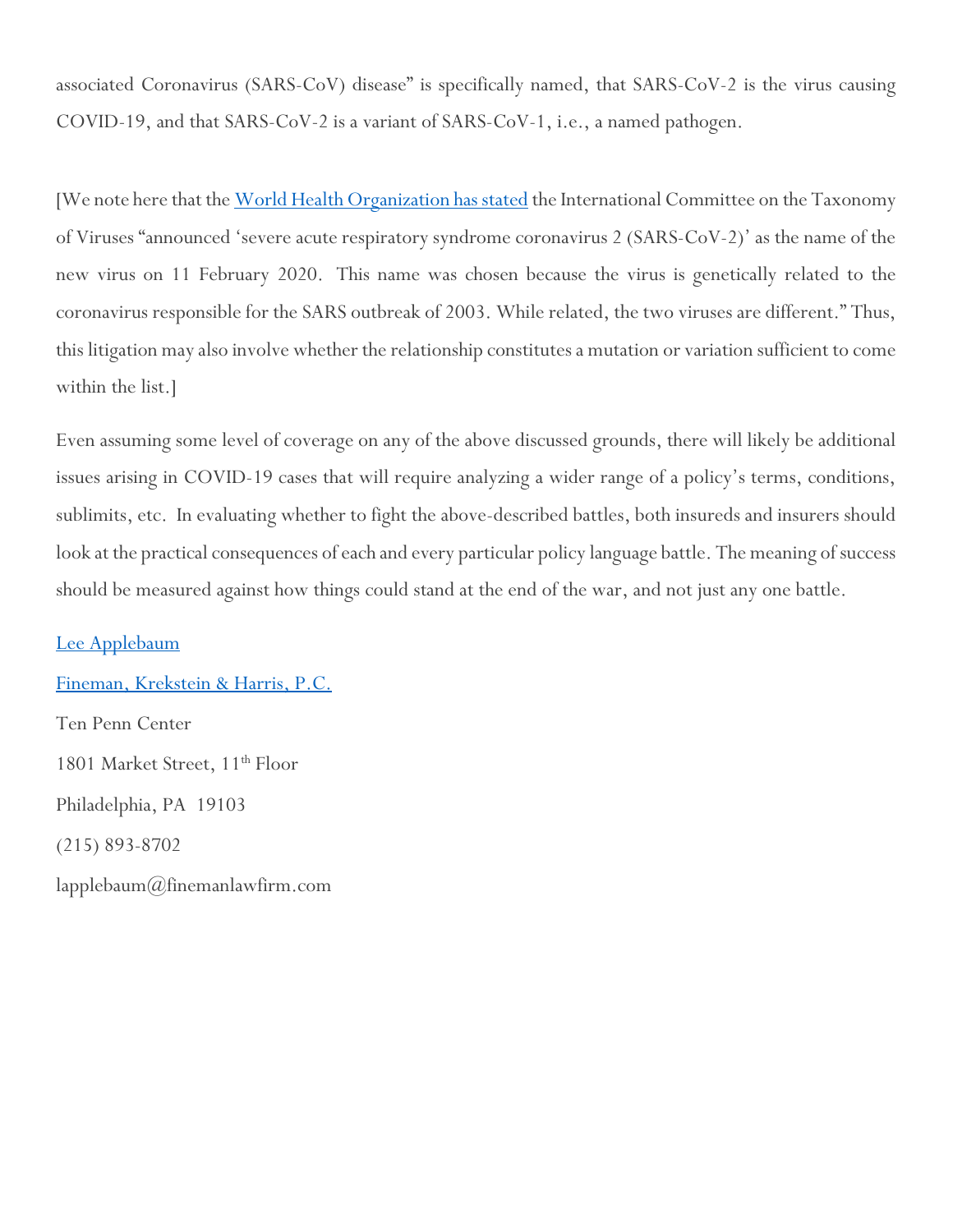associated Coronavirus (SARS-CoV) disease" is specifically named, that SARS-CoV-2 is the virus causing COVID-19, and that SARS-CoV-2 is a variant of SARS-CoV-1, i.e., a named pathogen.

[We note here that the World Health Organization has stated the International Committee on the Taxonomy of Viruses "announced 'severe acute respiratory syndrome coronavirus 2 (SARS-CoV-2)' as the name of the new virus on 11 February 2020. This name was chosen because the virus is genetically related to the coronavirus responsible for the SARS outbreak of 2003. While related, the two viruses are different." Thus, this litigation may also involve whether the relationship constitutes a mutation or variation sufficient to come within the list.]

Even assuming some level of coverage on any of the above discussed grounds, there will likely be additional issues arising in COVID-19 cases that will require analyzing a wider range of a policy's terms, conditions, sublimits, etc. In evaluating whether to fight the above-described battles, both insureds and insurers should look at the practical consequences of each and every particular policy language battle. The meaning of success should be measured against how things could stand at the end of the war, and not just any one battle.

Lee Applebaum

Fineman, Krekstein & Harris, P.C.

Ten Penn Center

1801 Market Street, 11th Floor

Philadelphia, PA 19103

(215) 893-8702

lapplebaum@finemanlawfirm.com